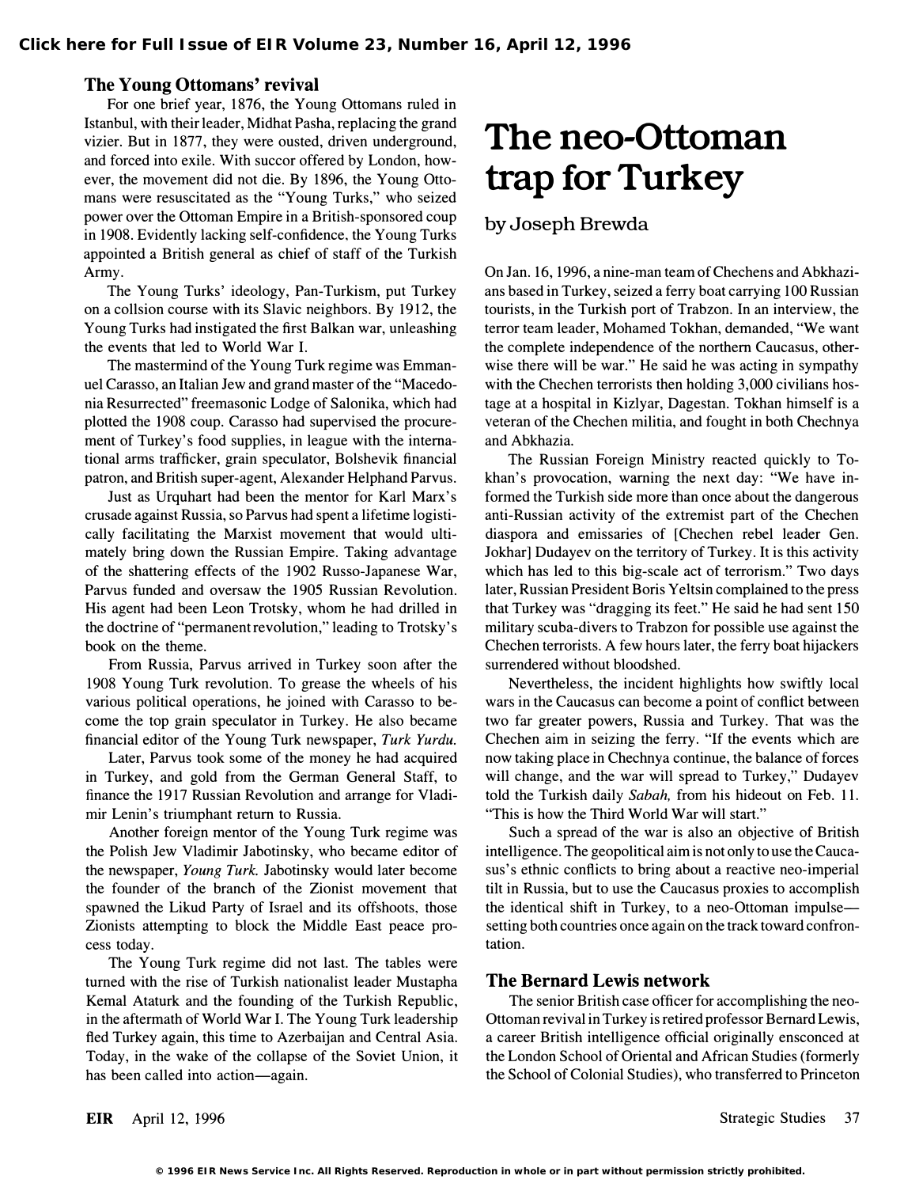# The neo-Ottoman trap for Turkey

by Joseph Brewda

On Jan. 16, 1996, a nine-man team of Chechens and Abkhazians based in Turkey, seized a ferry boat carrying 100 Russian tourists, in the Turkish port of Trabzon. In an interview, the terror team leader, Mohamed Tokhan, demanded, "We want the complete independence of the northern Caucasus, otherwise there will be war." He said he was acting in sympathy with the Chechen terrorists then holding 3,000 civilians hostage at a hospital in Kizlyar, Dagestan. Tokhan himself is a veteran of the Chechen militia, and fought in both Chechnya and Abkhazia.

The Russian Foreign Ministry reacted quickly to Tokhan's provocation, warning the next day: "We have informed the Turkish side more than once about the dangerous anti-Russian activity of the extremist part of the Chechen diaspora and emissaries of [Chechen rebel leader Gen. Jokhar] Dudayev on the territory of Turkey. It is this activity which has led to this big-scale act of terrorism." Two days later, Russian President Boris Yeltsin complained to the press that Turkey was "dragging its feet." He said he had sent 150 military scuba-divers to Trabzon for possible use against the Chechen terrorists. A few hours later, the ferry boat hijackers surrendered without bloodshed.

Nevertheless, the incident highlights how swiftly local wars in the Caucasus can become a point of conflict between two far greater powers, Russia and Turkey. That was the Chechen aim in seizing the ferry. "If the events which are now taking place in Chechnya continue, the balance of forces will change, and the war will spread to Turkey," Dudayev told the Turkish daily *Sabah,* from his hideout on Feb. 11. "This is how the Third World War will start."

Such a spread of the war is also an objective of British intelligence. The geopolitical aim is not only to use the Caucasus's ethnic conflicts to bring about a reactive neo-imperial tilt in Russia, but to use the Caucasus proxies to accomplish the identical shift in Turkey, to a neo-Ottoman impulse—setting both countries once again on the track toward confrontation.

## The Bernard Lewis network

The senior British case officer for accomplishing the neo-Ottoman revival in Turkey is retired professor Bernard Lewis, a career British intelligence official originally ensconced at the London School of Oriental and African Studies (formerly the School of Colonial Studies), who transferred to Princeton

## The Young Ottomans' revival

For one brief year, 1876, the Young Ottomans ruled in Istanbul, with their leader, Midhat Pasha, replacing the grand vizier. But in 1877, they were ousted, driven underground, and forced into exile. With succor offered by London, however, the movement did not die. By 1896, the Young Ottomans were resuscitated as the "Young Turks," who seized power over the Ottoman Empire in a British-sponsored coup in 1908. Evidently lacking self-confidence, the Young Turks appointed a British general as chief of staff of the Turkish Army.

The Young Turks' ideology, Pan-Turkism, put Turkey on a collsion course with its Slavic neighbors. By 1912, the Young Turks had instigated the first Balkan war, unleashing the events that led to World War I.

The mastermind of the Young Turk regime was Emmanuel Carasso, an Italian Jew and grand master of the "Macedonia Resurrected" freemasonic Lodge of Salonika, which had plotted the 1908 coup. Carasso had supervised the procurement of Turkey's food supplies, in league with the international arms trafficker, grain speculator, Bolshevik financial patron, and British super-agent, Alexander Helphand Parvus.

Just as Urquhart had been the mentor for Karl Marx's crusade against Russia, so Parvus had spent a lifetime logistically facilitating the Marxist movement that would ultimately bring down the Russian Empire. Taking advantage of the shattering effects of the 1902 Russo-Japanese War, Parvus funded and oversaw the 1905 Russian Revolution. His agent had been Leon Trotsky, whom he had drilled in the doctrine of "permanent revolution," leading to Trotsky's book on the theme.

From Russia, Parvus arrived in Turkey soon after the 1908 Young Turk revolution. To grease the wheels of his various political operations, he joined with Carasso to become the top grain speculator in Turkey. He also became financial editor of the Young Turk newspaper, *Turk Yurdu.*

Later, Parvus took some of the money he had acquired in Turkey, and gold from the German General Staff, to finance the 1917 Russian Revolution and arrange for Vladimir Lenin's triumphant return to Russia.

Another foreign mentor of the Young Turk regime was the Polish Jew Vladimir Jabotinsky, who became editor of the newspaper, *Young Turk.* Jabotinsky would later become the founder of the branch of the Zionist movement that spawned the Likud Party of Israel and its offshoots, those Zionists attempting to block the Middle East peace process today.

The Young Turk regime did not last. The tables were turned with the rise of Turkish nationalist leader Mustapha Kemal Ataturk and the founding of the Turkish Republic, in the aftermath of World War I. The Young Turk leadership fled Turkey again, this time to Azerbaijan and Central Asia. Today, in the wake of the collapse of the Soviet Union, it has been called into action—again.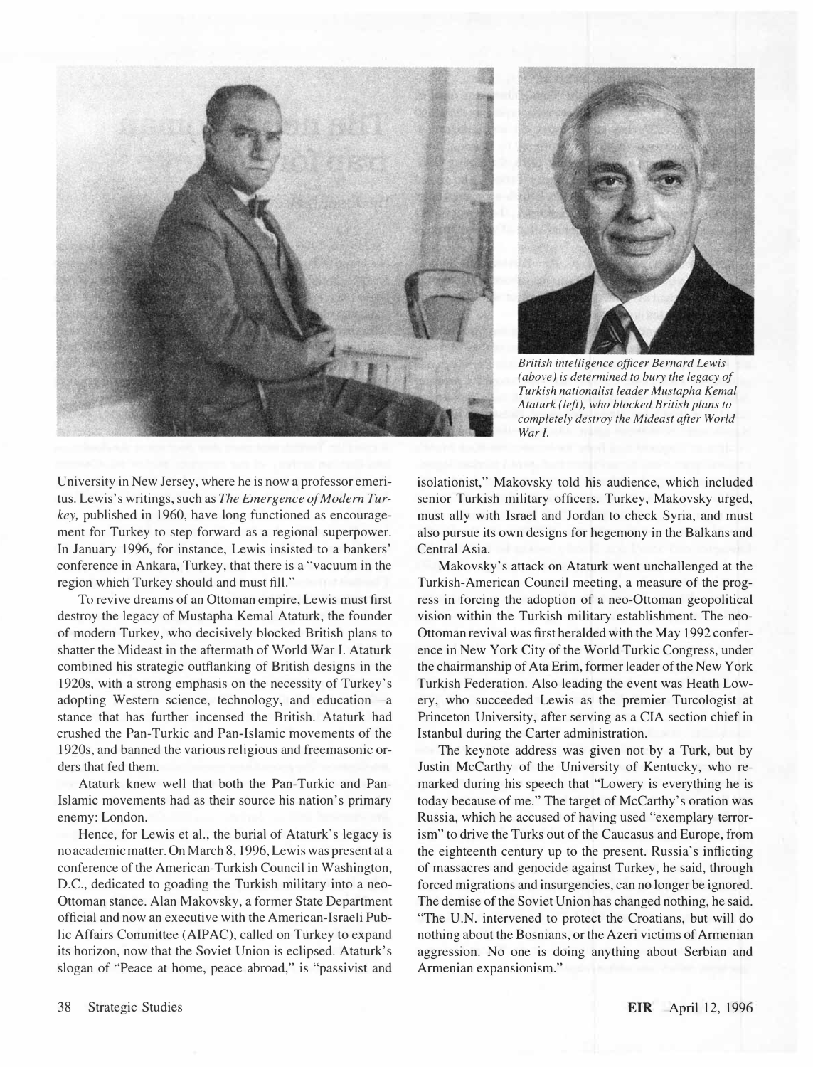*British intelligence officer Bernard Lewis (above) is determined to bury the legacy of Turkish nationalist leader Mustapha Kemal Ataturk (left), who blocked British plans to completely destroy the Mideast after World War I.*

University in New Jersey, where he is now a professor emeritus. Lewis's writings, such as *The Emergence of Modern Turkey,* published in 1960, have long functioned as encouragement for Turkey to step forward as a regional superpower. In January 1996, for instance, Lewis insisted to a bankers' conference in Ankara, Turkey, that there is a "vacuum in the region which Turkey should and must fill."

To revive dreams of an Ottoman empire, Lewis must first destroy the legacy of Mustapha Kemal Ataturk, the founder of modern Turkey, who decisively blocked British plans to shatter the Mideast in the aftermath of World War I. Ataturk combined his strategic outflanking of British designs in the 1920s, with a strong emphasis on the necessity of Turkey's adopting Western science, technology, and education—a stance that has further incensed the British. Ataturk had crushed the Pan-Turkic and Pan-Islamic movements of the 1920s, and banned the various religious and freemasonic orders that fed them.

Ataturk knew well that both the Pan-Turkic and Pan-Islamic movements had as their source his nation's primary enemy: London.

Hence, for Lewis et al., the burial of Ataturk's legacy is no academic matter. On March 8, 1996, Lewis was present at a conference of the American-Turkish Council in Washington, D.C., dedicated to goading the Turkish military into a neo-Ottoman stance. Alan Makovsky, a former State Department official and now an executive with the American-Israeli Public Affairs Committee (AIPAC), called on Turkey to expand its horizon, now that the Soviet Union is eclipsed. Ataturk's slogan of "Peace at home, peace abroad," is "passivist and isolationist," Makovsky told his audience, which included senior Turkish military officers. Turkey, Makovsky urged, must ally with Israel and Jordan to check Syria, and must also pursue its own designs for hegemony in the Balkans and Central Asia.

Makovsky's attack on Ataturk went unchallenged at the Turkish-American Council meeting, a measure of the progress in forcing the adoption of a neo-Ottoman geopolitical vision within the Turkish military establishment. The neo-Ottoman revival was first heralded with the May 1992 conference in New York City of the World Turkic Congress, under the chairmanship of Ata Erim, former leader of the New York Turkish Federation. Also leading the event was Heath Lowery, who succeeded Lewis as the premier Turcologist at Princeton University, after serving as a CIA section chief in Istanbul during the Carter administration.

The keynote address was given not by a Turk, but by Justin McCarthy of the University of Kentucky, who remarked during his speech that "Lowery is everything he is today because of me." The target of McCarthy's oration was Russia, which he accused of having used "exemplary terrorism" to drive the Turks out of the Caucasus and Europe, from the eighteenth century up to the present. Russia's inflicting of massacres and genocide against Turkey, he said, through forced migrations and insurgencies, can no longer be ignored. The demise of the Soviet Union has changed nothing, he said. "The U.N. intervened to protect the Croatians, but will do nothing about the Bosnians, or the Azeri victims of Armenian aggression. No one is doing anything about Serbian and Armenian expansionism."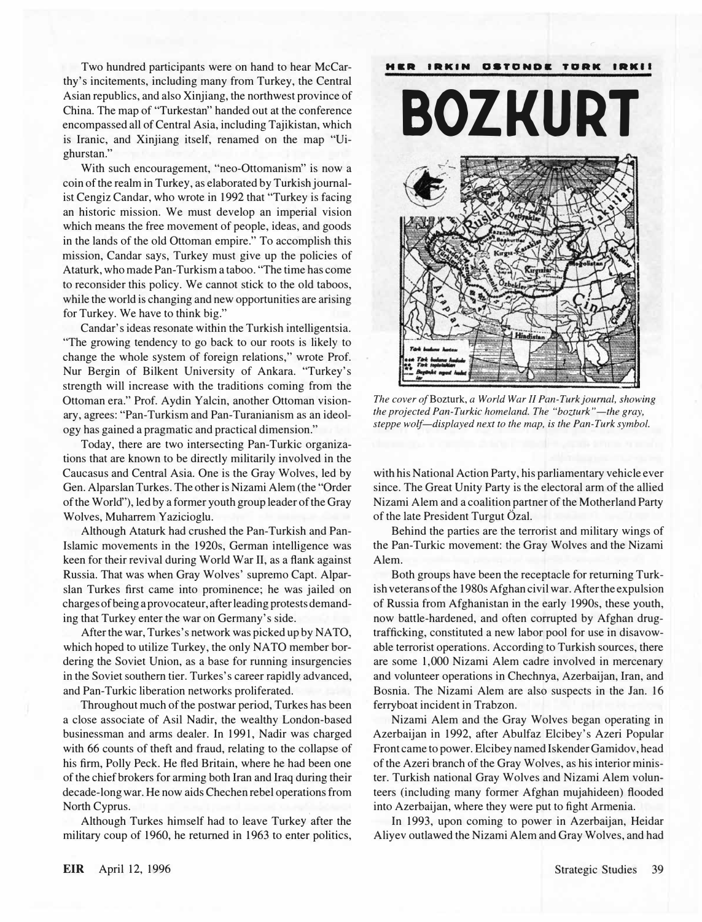Two hundred participants were on hand to hear McCarthy's incitements, including many from Turkey, the Central Asian republics, and also Xinjiang, the northwest province of China. The map of "Turkestan" handed out at the conference encompassed all of Central Asia, including Tajikistan, which is Iranic, and Xinjiang itself, renamed on the map "Uighurstan."

With such encouragement, "neo-Ottomanism" is now a coin of the realm in Turkey, as elaborated by Turkish journalist Cengiz Candar, who wrote in 1992 that "Turkey is facing an historic mission. We must develop an imperial vision which means the free movement of people, ideas, and goods in the lands of the old Ottoman empire." To accomplish this mission, Candar says, Turkey must give up the policies of Ataturk, who made Pan-Turkism a taboo. "The time has come to reconsider this policy. We cannot stick to the old taboos, while the world is changing and new opportunities are arising for Turkey. We have to think big."

Candar's ideas resonate within the Turkish intelligentsia. "The growing tendency to go back to our roots is likely to change the whole system of foreign relations," wrote Prof. Nur Bergin of Bilkent University of Ankara. "Turkey's strength will increase with the traditions coming from the Ottoman era." Prof. Aydin Yalcin, another Ottoman visionary, agrees: "Pan-Turkism and Pan-Turanianism as an ideology has gained a pragmatic and practical dimension."

Today, there are two intersecting Pan-Turkic organizations that are known to be directly militarily involved in the Caucasus and Central Asia. One is the Gray Wolves, led by Gen. Alparslan Turkes. The other is Nizami Alem (the "Order of the World"), led by a former youth group leader of the Gray Wolves, Muharrem Yazicioglu.

Although Ataturk had crushed the Pan-Turkish and Pan-Islamic movements in the 1920s, German intelligence was keen for their revival during World War II, as a flank against Russia. That was when Gray Wolves' supremo Capt. Alparslan Turkes first came into prominence; he was jailed on charges of being a provocateur, after leading protests demanding that Turkey enter the war on Germany's side.

After the war, Turkes's network was picked up by NATO, which hoped to utilize Turkey, the only NATO member bordering the Soviet Union, as a base for running insurgencies in the Soviet southern tier. Turkes's career rapidly advanced, and Pan-Turkic liberation networks proliferated.

Throughout much of the postwar period, Turkes has been a close associate of Asil Nadir, the wealthy London-based businessman and arms dealer. In 1991, Nadir was charged with 66 counts of theft and fraud, relating to the collapse of his firm, Polly Peck. He fled Britain, where he had been one of the chief brokers for arming both Iran and Iraq during their decade-long war. He now aids Chechen rebel operations from North Cyprus.

Although Turkes himself had to leave Turkey after the military coup of 1960, he returned in 1963 to enter politics, with his National Action Party, his parliamentary vehicle ever since. The Great Unity Party is the electoral arm of the allied Nizami Alem and a coalition partner of the Motherland Party of the late President Turgut Özal.

Behind the parties are the terrorist and military wings of the Pan-Turkic movement: the Gray Wolves and the Nizami Alem.

Both groups have been the receptacle for returning Turkish veterans of the 1980s Afghan civil war. After the expulsion of Russia from Afghanistan in the early 1990s, these youth, now battle-hardened, and often corrupted by Afghan drug-trafficking, constituted a new labor pool for use in disavowable terrorist operations. According to Turkish sources, there are some 1,000 Nizami Alem cadre involved in mercenary and volunteer operations in Chechnya, Azerbaijan, Iran, and Bosnia. The Nizami Alem are also suspects in the Jan. 16 ferryboat incident in Trabzon.

Nizami Alem and the Gray Wolves began operating in Azerbaijan in 1992, after Abulfaz Elcibey's Azeri Popular Front came to power. Elcibey named Iskender Gamidov, head of the Azeri branch of the Gray Wolves, as his interior minister. Turkish national Gray Wolves and Nizami Alem volunteers (including many former Afghan mujahideen) flooded into Azerbaijan, where they were put to fight Armenia.

In 1993, upon coming to power in Azerbaijan, Heidar Aliyev outlawed the Nizami Alem and Gray Wolves, and had

HER IRKIN ÜSTÜNDE TÜRK IRKI!

BOZKURT

*The cover of* Bozturk, *a World War II Pan-Turk journal, showing the projected Pan-Turkic homeland. The "bozturk"—the gray, steppe wolf—displayed next to the map, is the Pan-Turk symbol.*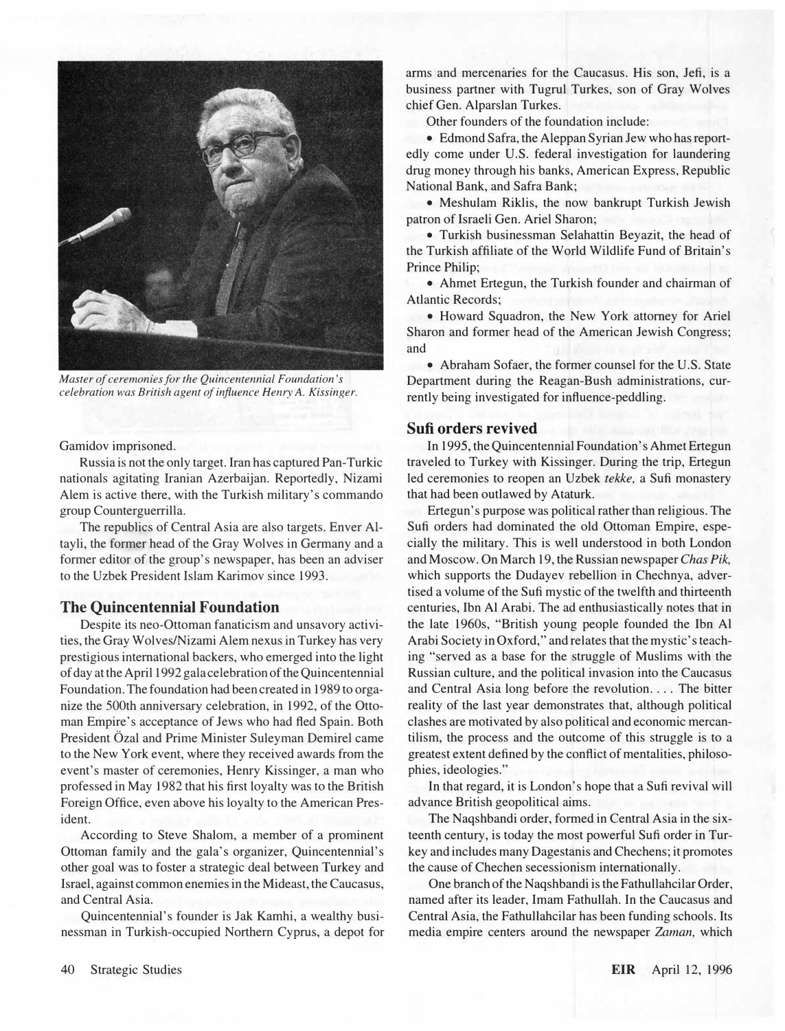Master of ceremonies for the Quincentennial Foundation's celebration was British agent of influence Henry A. Kissinger.

Gamidov imprisoned.

Russia is not the only target. Iran has captured Pan-Turkic nationals agitating Iranian Azerbaijan. Reportedly, Nizami Alem is active there, with the Turkish military's commando group Counterguerrilla.

The republics of Central Asia are also targets. Enver Altayli, the former head of the Gray Wolves in Germany and a former editor of the group's newspaper, has been an adviser to the Uzbek President Islam Karimov since 1993.

## The Quincentennial Foundation

Despite its neo-Ottoman fanaticism and unsavory activities, the Gray Wolves/Nizami Alem nexus in Turkey has very prestigious international backers, who emerged into the light of day at the April 1992 gala celebration of the Quincentennial Foundation. The foundation had been created in 1989 to organize the 500th anniversary celebration, in 1992, of the Ottoman Empire's acceptance of Jews who had fled Spain. Both President Özal and Prime Minister Suleyman Demirel came to the New York event, where they received awards from the event's master of ceremonies, Henry Kissinger, a man who professed in May 1982 that his first loyalty was to the British Foreign Office, even above his loyalty to the American President.

According to Steve Shalom, a member of a prominent Ottoman family and the gala's organizer, Quincentennial's other goal was to foster a strategic deal between Turkey and Israel, against common enemies in the Mideast, the Caucasus, and Central Asia.

Quincentennial's founder is Jak Kamhi, a wealthy businessman in Turkish-occupied Northern Cyprus, a depot for arms and mercenaries for the Caucasus. His son, Jefi, is a business partner with Tugrul Turkes, son of Gray Wolves chief Gen. Alparslan Turkes.

Other founders of the foundation include:

- Edmond Safra, the Aleppan Syrian Jew who has reportedly come under U.S. federal investigation for laundering drug money through his banks, American Express, Republic National Bank, and Safra Bank;
- Meshulam Riklis, the now bankrupt Turkish Jewish patron of Israeli Gen. Ariel Sharon;
- Turkish businessman Selahattin Beyazit, the head of the Turkish affiliate of the World Wildlife Fund of Britain's Prince Philip;
- Ahmet Ertegun, the Turkish founder and chairman of Atlantic Records;
- Howard Squadron, the New York attorney for Ariel Sharon and former head of the American Jewish Congress; and
- Abraham Sofaer, the former counsel for the U.S. State Department during the Reagan-Bush administrations, currently being investigated for influence-peddling.

## Sufi orders revived

In 1995, the Quincentennial Foundation's Ahmet Ertegun traveled to Turkey with Kissinger. During the trip, Ertegun led ceremonies to reopen an Uzbek *tekke,* a Sufi monastery that had been outlawed by Ataturk.

Ertegun's purpose was political rather than religious. The Sufi orders had dominated the old Ottoman Empire, especially the military. This is well understood in both London and Moscow. On March 19, the Russian newspaper *Chas Pik,* which supports the Dudayev rebellion in Chechnya, advertised a volume of the Sufi mystic of the twelfth and thirteenth centuries, Ibn Al Arabi. The ad enthusiastically notes that in the late 1960s, "British young people founded the Ibn Al Arabi Society in Oxford," and relates that the mystic's teaching "served as a base for the struggle of Muslims with the Russian culture, and the political invasion into the Caucasus and Central Asia long before the revolution. . . . The bitter reality of the last year demonstrates that, although political clashes are motivated by also political and economic mercantilism, the process and the outcome of this struggle is to a greatest extent defined by the conflict of mentalities, philosophies, ideologies."

In that regard, it is London's hope that a Sufi revival will advance British geopolitical aims.

The Naqshbandi order, formed in Central Asia in the sixteenth century, is today the most powerful Sufi order in Turkey and includes many Dagestanis and Chechens; it promotes the cause of Chechen secessionism internationally.

One branch of the Naqshbandi is the Fathullahcilar Order, named after its leader, Imam Fathullah. In the Caucasus and Central Asia, the Fathullahcilar has been funding schools. Its media empire centers around the newspaper *Zaman,* which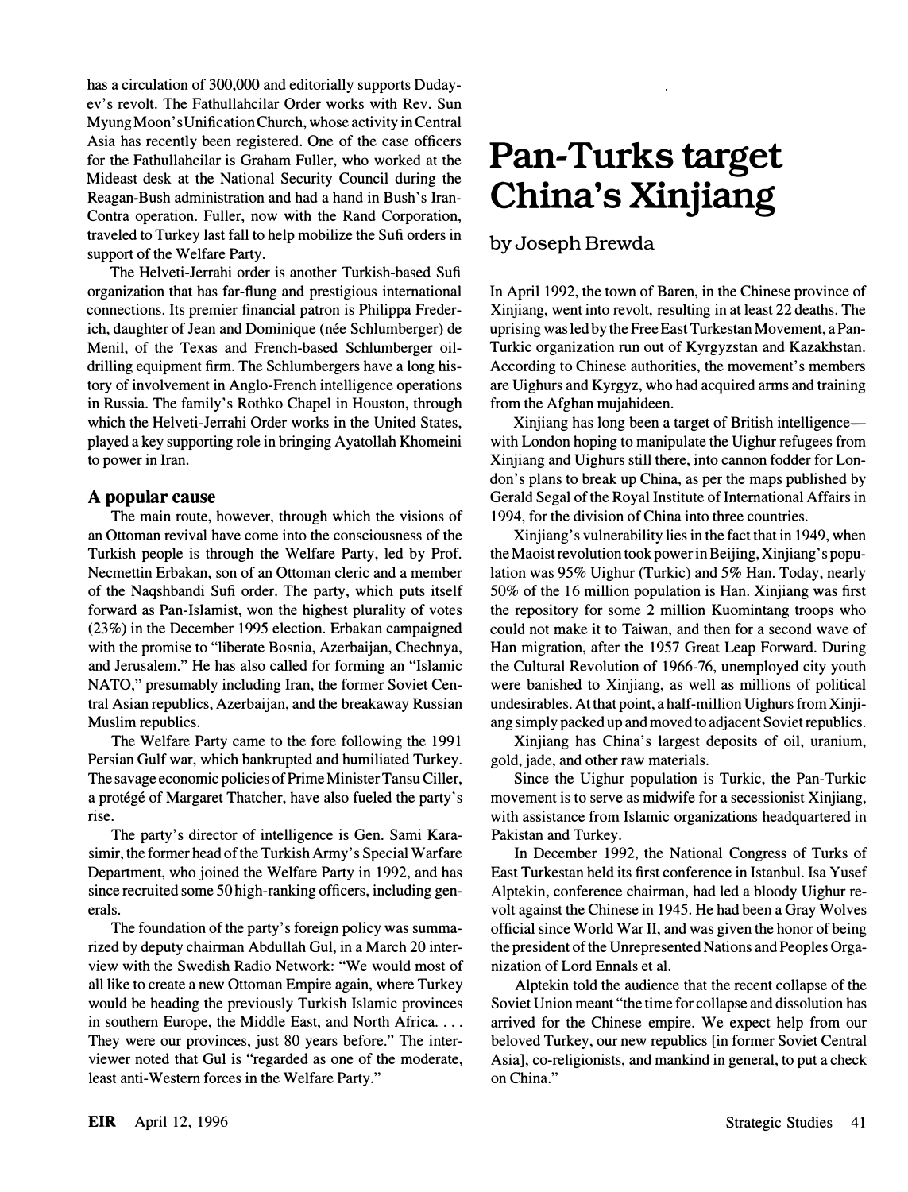has a circulation of 300,000 and editorially supports Dudayev's revolt. The Fathullahcilar Order works with Rev. Sun Myung Moon's Unification Church, whose activity in Central Asia has recently been registered. One of the case officers for the Fathullahcilar is Graham Fuller, who worked at the Mideast desk at the National Security Council during the Reagan-Bush administration and had a hand in Bush's Iran-Contra operation. Fuller, now with the Rand Corporation, traveled to Turkey last fall to help mobilize the Sufi orders in support of the Welfare Party.

The Helveti-Jerrahi order is another Turkish-based Sufi organization that has far-flung and prestigious international connections. Its premier financial patron is Philippa Frederich, daughter of Jean and Dominique (née Schlumberger) de Menil, of the Texas and French-based Schlumberger oil-drilling equipment firm. The Schlumbergers have a long history of involvement in Anglo-French intelligence operations in Russia. The family's Rothko Chapel in Houston, through which the Helveti-Jerrahi Order works in the United States, played a key supporting role in bringing Ayatollah Khomeini to power in Iran.

### A popular cause

The main route, however, through which the visions of an Ottoman revival have come into the consciousness of the Turkish people is through the Welfare Party, led by Prof. Necmettin Erbakan, son of an Ottoman cleric and a member of the Naqshbandi Sufi order. The party, which puts itself forward as Pan-Islamist, won the highest plurality of votes (23%) in the December 1995 election. Erbakan campaigned with the promise to "liberate Bosnia, Azerbaijan, Chechnya, and Jerusalem." He has also called for forming an "Islamic NATO," presumably including Iran, the former Soviet Central Asian republics, Azerbaijan, and the breakaway Russian Muslim republics.

The Welfare Party came to the fore following the 1991 Persian Gulf war, which bankrupted and humiliated Turkey. The savage economic policies of Prime Minister Tansu Ciller, a protégé of Margaret Thatcher, have also fueled the party's rise.

The party's director of intelligence is Gen. Sami Karasimir, the former head of the Turkish Army's Special Warfare Department, who joined the Welfare Party in 1992, and has since recruited some 50 high-ranking officers, including generals.

The foundation of the party's foreign policy was summarized by deputy chairman Abdullah Gul, in a March 20 interview with the Swedish Radio Network: "We would most of all like to create a new Ottoman Empire again, where Turkey would be heading the previously Turkish Islamic provinces in southern Europe, the Middle East, and North Africa. . . . They were our provinces, just 80 years before." The interviewer noted that Gul is "regarded as one of the moderate, least anti-Western forces in the Welfare Party."

# Pan-Turks target China's Xinjiang

by Joseph Brewda

In April 1992, the town of Baren, in the Chinese province of Xinjiang, went into revolt, resulting in at least 22 deaths. The uprising was led by the Free East Turkestan Movement, a Pan-Turkic organization run out of Kyrgyzstan and Kazakhstan. According to Chinese authorities, the movement's members are Uighurs and Kyrgyz, who had acquired arms and training from the Afghan mujahideen.

Xinjiang has long been a target of British intelligence—with London hoping to manipulate the Uighur refugees from Xinjiang and Uighurs still there, into cannon fodder for London's plans to break up China, as per the maps published by Gerald Segal of the Royal Institute of International Affairs in 1994, for the division of China into three countries.

Xinjiang's vulnerability lies in the fact that in 1949, when the Maoist revolution took power in Beijing, Xinjiang's population was 95% Uighur (Turkic) and 5% Han. Today, nearly 50% of the 16 million population is Han. Xinjiang was first the repository for some 2 million Kuomintang troops who could not make it to Taiwan, and then for a second wave of Han migration, after the 1957 Great Leap Forward. During the Cultural Revolution of 1966-76, unemployed city youth were banished to Xinjiang, as well as millions of political undesirables. At that point, a half-million Uighurs from Xinjiang simply packed up and moved to adjacent Soviet republics.

Xinjiang has China's largest deposits of oil, uranium, gold, jade, and other raw materials.

Since the Uighur population is Turkic, the Pan-Turkic movement is to serve as midwife for a secessionist Xinjiang, with assistance from Islamic organizations headquartered in Pakistan and Turkey.

In December 1992, the National Congress of Turks of East Turkestan held its first conference in Istanbul. Isa Yusef Alptekin, conference chairman, had led a bloody Uighur revolt against the Chinese in 1945. He had been a Gray Wolves official since World War II, and was given the honor of being the president of the Unrepresented Nations and Peoples Organization of Lord Ennals et al.

Alptekin told the audience that the recent collapse of the Soviet Union meant "the time for collapse and dissolution has arrived for the Chinese empire. We expect help from our beloved Turkey, our new republics [in former Soviet Central Asia], co-religionists, and mankind in general, to put a check on China."